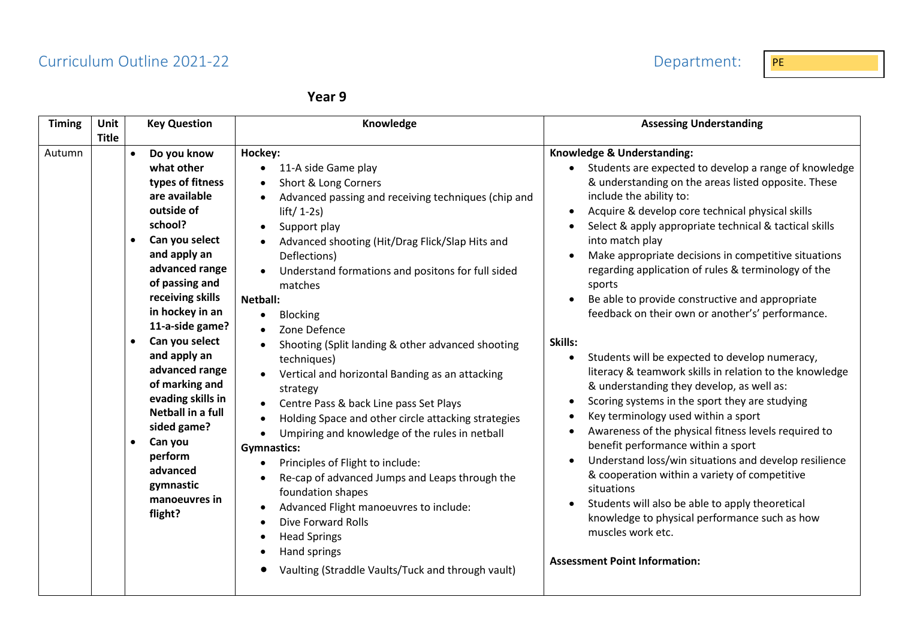Curriculum Outline 2021-22

Department: PE

**Year 9**

| Timing | Unit Title | Key Question | Knowledge | Assessing Understanding |
|---|---|---|---|---|
| Autumn | | • **Do you know what other types of fitness are available outside of school?**<br>• **Can you select and apply an advanced range of passing and receiving skills in hockey in an 11-a-side game?**<br>• **Can you select and apply an advanced range of marking and evading skills in Netball in a full sided game?**<br>• **Can you perform advanced gymnastic manoeuvres in flight?** | **Hockey:**<br>• 11-A side Game play<br>• Short & Long Corners<br>• Advanced passing and receiving techniques (chip and lift/ 1-2s)<br>• Support play<br>• Advanced shooting (Hit/Drag Flick/Slap Hits and Deflections)<br>• Understand formations and positons for full sided matches<br>**Netball:**<br>• Blocking<br>• Zone Defence<br>• Shooting (Split landing & other advanced shooting techniques)<br>• Vertical and horizontal Banding as an attacking strategy<br>• Centre Pass & back Line pass Set Plays<br>• Holding Space and other circle attacking strategies<br>• Umpiring and knowledge of the rules in netball<br>**Gymnastics:**<br>• Principles of Flight to include:<br>• Re-cap of advanced Jumps and Leaps through the foundation shapes<br>• Advanced Flight manoeuvres to include:<br>• Dive Forward Rolls<br>• Head Springs<br>• Hand springs<br>• Vaulting (Straddle Vaults/Tuck and through vault) | **Knowledge & Understanding:**<br>• Students are expected to develop a range of knowledge & understanding on the areas listed opposite. These include the ability to:<br>• Acquire & develop core technical physical skills<br>• Select & apply appropriate technical & tactical skills into match play<br>• Make appropriate decisions in competitive situations regarding application of rules & terminology of the sports<br>• Be able to provide constructive and appropriate feedback on their own or another's' performance.<br><br>**Skills:**<br>• Students will be expected to develop numeracy, literacy & teamwork skills in relation to the knowledge & understanding they develop, as well as:<br>• Scoring systems in the sport they are studying<br>• Key terminology used within a sport<br>• Awareness of the physical fitness levels required to benefit performance within a sport<br>• Understand loss/win situations and develop resilience & cooperation within a variety of competitive situations<br>• Students will also be able to apply theoretical knowledge to physical performance such as how muscles work etc.<br><br>**Assessment Point Information:** |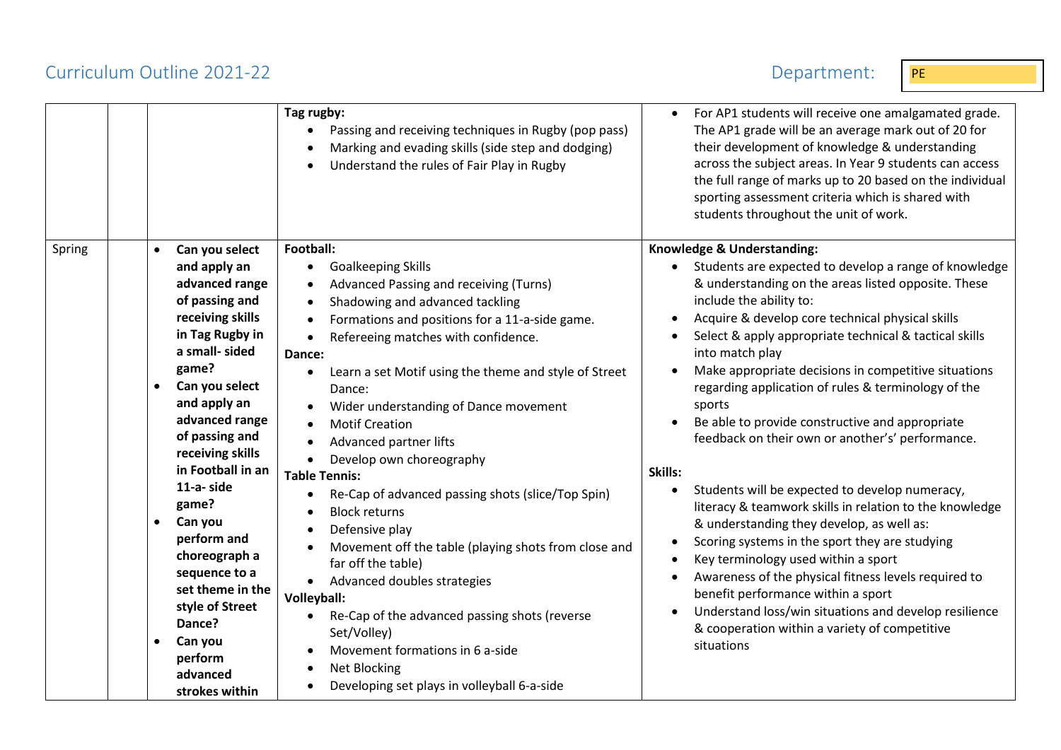# Curriculum Outline 2021-22

Department: PE

| | | | | |
|---|---|---|---|---|
| | | | **Tag rugby:**<br>• Passing and receiving techniques in Rugby (pop pass)<br>• Marking and evading skills (side step and dodging)<br>• Understand the rules of Fair Play in Rugby | • For AP1 students will receive one amalgamated grade. The AP1 grade will be an average mark out of 20 for their development of knowledge & understanding across the subject areas. In Year 9 students can access the full range of marks up to 20 based on the individual sporting assessment criteria which is shared with students throughout the unit of work. |
| Spring | | • **Can you select and apply an advanced range of passing and receiving skills in Tag Rugby in a small- sided game?**<br>• **Can you select and apply an advanced range of passing and receiving skills in Football in an 11-a- side game?**<br>• **Can you perform and choreograph a sequence to a set theme in the style of Street Dance?**<br>• **Can you perform advanced strokes within** | **Football:**<br>• Goalkeeping Skills<br>• Advanced Passing and receiving (Turns)<br>• Shadowing and advanced tackling<br>• Formations and positions for a 11-a-side game.<br>• Refereeing matches with confidence.<br>**Dance:**<br>• Learn a set Motif using the theme and style of Street Dance:<br>• Wider understanding of Dance movement<br>• Motif Creation<br>• Advanced partner lifts<br>• Develop own choreography<br>**Table Tennis:**<br>• Re-Cap of advanced passing shots (slice/Top Spin)<br>• Block returns<br>• Defensive play<br>• Movement off the table (playing shots from close and far off the table)<br>• Advanced doubles strategies<br>**Volleyball:**<br>• Re-Cap of the advanced passing shots (reverse Set/Volley)<br>• Movement formations in 6 a-side<br>• Net Blocking<br>• Developing set plays in volleyball 6-a-side | **Knowledge & Understanding:**<br>• Students are expected to develop a range of knowledge & understanding on the areas listed opposite. These include the ability to:<br>• Acquire & develop core technical physical skills<br>• Select & apply appropriate technical & tactical skills into match play<br>• Make appropriate decisions in competitive situations regarding application of rules & terminology of the sports<br>• Be able to provide constructive and appropriate feedback on their own or another's' performance.<br><br>**Skills:**<br>• Students will be expected to develop numeracy, literacy & teamwork skills in relation to the knowledge & understanding they develop, as well as:<br>• Scoring systems in the sport they are studying<br>• Key terminology used within a sport<br>• Awareness of the physical fitness levels required to benefit performance within a sport<br>• Understand loss/win situations and develop resilience & cooperation within a variety of competitive situations |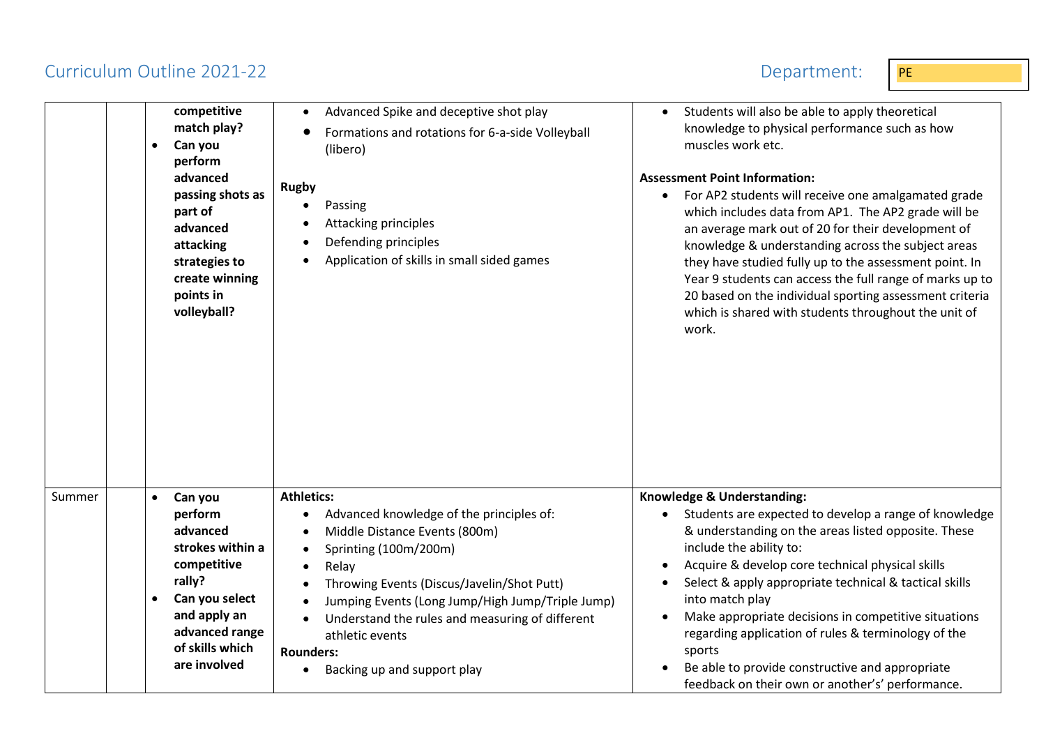Curriculum Outline 2021-22 Department: PE

| | | | | |
|---|---|---|---|---|
| | | **competitive match play?**<br>• **Can you perform advanced passing shots as part of advanced attacking strategies to create winning points in volleyball?** | • Advanced Spike and deceptive shot play<br>• Formations and rotations for 6-a-side Volleyball (libero)<br><br>**Rugby**<br>• Passing<br>• Attacking principles<br>• Defending principles<br>• Application of skills in small sided games | • Students will also be able to apply theoretical knowledge to physical performance such as how muscles work etc.<br><br>**Assessment Point Information:**<br>• For AP2 students will receive one amalgamated grade which includes data from AP1. The AP2 grade will be an average mark out of 20 for their development of knowledge & understanding across the subject areas they have studied fully up to the assessment point. In Year 9 students can access the full range of marks up to 20 based on the individual sporting assessment criteria which is shared with students throughout the unit of work. |
| Summer | | • **Can you perform advanced strokes within a competitive rally?**<br>• **Can you select and apply an advanced range of skills which are involved** | **Athletics:**<br>• Advanced knowledge of the principles of:<br>• Middle Distance Events (800m)<br>• Sprinting (100m/200m)<br>• Relay<br>• Throwing Events (Discus/Javelin/Shot Putt)<br>• Jumping Events (Long Jump/High Jump/Triple Jump)<br>• Understand the rules and measuring of different athletic events<br>**Rounders:**<br>• Backing up and support play | **Knowledge & Understanding:**<br>• Students are expected to develop a range of knowledge & understanding on the areas listed opposite. These include the ability to:<br>• Acquire & develop core technical physical skills<br>• Select & apply appropriate technical & tactical skills into match play<br>• Make appropriate decisions in competitive situations regarding application of rules & terminology of the sports<br>• Be able to provide constructive and appropriate feedback on their own or another's' performance. |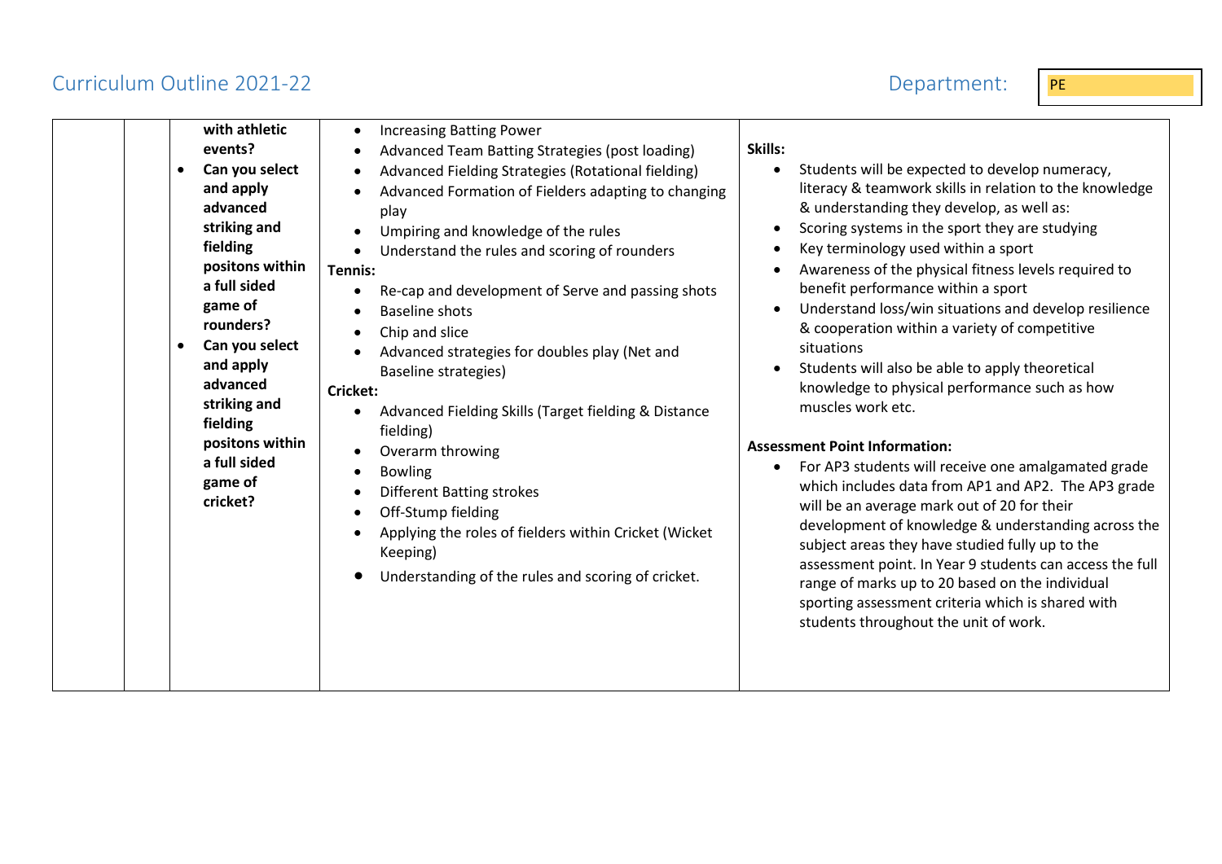# Curriculum Outline 2021-22

Department: PE

| | | | | |
|---|---|---|---|---|
| | | **with athletic events?**<br>• **Can you select and apply advanced striking and fielding positons within a full sided game of rounders?**<br>• **Can you select and apply advanced striking and fielding positons within a full sided game of cricket?** | • Increasing Batting Power<br>• Advanced Team Batting Strategies (post loading)<br>• Advanced Fielding Strategies (Rotational fielding)<br>• Advanced Formation of Fielders adapting to changing play<br>• Umpiring and knowledge of the rules<br>• Understand the rules and scoring of rounders<br>**Tennis:**<br>• Re-cap and development of Serve and passing shots<br>• Baseline shots<br>• Chip and slice<br>• Advanced strategies for doubles play (Net and Baseline strategies)<br>**Cricket:**<br>• Advanced Fielding Skills (Target fielding & Distance fielding)<br>• Overarm throwing<br>• Bowling<br>• Different Batting strokes<br>• Off-Stump fielding<br>• Applying the roles of fielders within Cricket (Wicket Keeping)<br>• Understanding of the rules and scoring of cricket. | **Skills:**<br>• Students will be expected to develop numeracy, literacy & teamwork skills in relation to the knowledge & understanding they develop, as well as:<br>• Scoring systems in the sport they are studying<br>• Key terminology used within a sport<br>• Awareness of the physical fitness levels required to benefit performance within a sport<br>• Understand loss/win situations and develop resilience & cooperation within a variety of competitive situations<br>• Students will also be able to apply theoretical knowledge to physical performance such as how muscles work etc.<br><br>**Assessment Point Information:**<br>• For AP3 students will receive one amalgamated grade which includes data from AP1 and AP2. The AP3 grade will be an average mark out of 20 for their development of knowledge & understanding across the subject areas they have studied fully up to the assessment point. In Year 9 students can access the full range of marks up to 20 based on the individual sporting assessment criteria which is shared with students throughout the unit of work. |